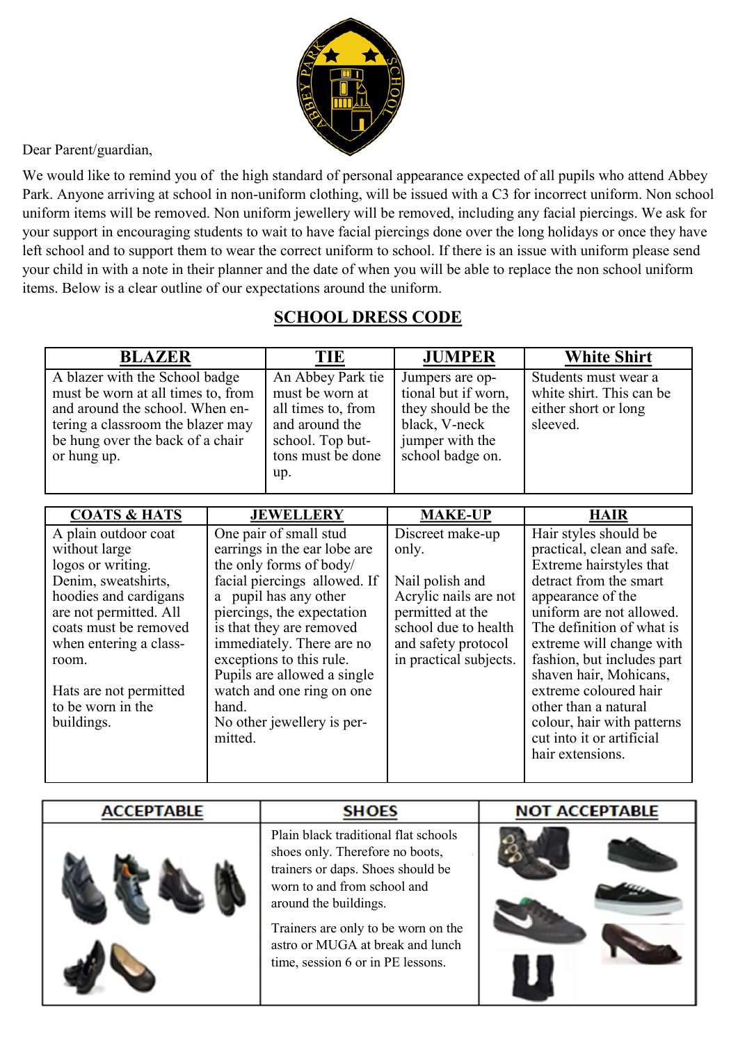Dear Parent/guardian,

We would like to remind you of the high standard of personal appearance expected of all pupils who attend Abbey Park. Anyone arriving at school in non-uniform clothing, will be issued with a C3 for incorrect uniform. Non school uniform items will be removed. Non uniform jewellery will be removed, including any facial piercings. We ask for your support in encouraging students to wait to have facial piercings done over the long holidays or once they have left school and to support them to wear the correct uniform to school. If there is an issue with uniform please send your child in with a note in their planner and the date of when you will be able to replace the non school uniform items. Below is a clear outline of our expectations around the uniform.

## SCHOOL DRESS CODE

| BLAZER | TIE | JUMPER | White Shirt |
|---|---|---|---|
| A blazer with the School badge must be worn at all times to, from and around the school. When entering a classroom the blazer may be hung over the back of a chair or hung up. | An Abbey Park tie must be worn at all times to, from and around the school. Top buttons must be done up. | Jumpers are optional but if worn, they should be the black, V-neck jumper with the school badge on. | Students must wear a white shirt. This can be either short or long sleeved. |

| COATS & HATS | JEWELLERY | MAKE-UP | HAIR |
|---|---|---|---|
| A plain outdoor coat without large logos or writing. Denim, sweatshirts, hoodies and cardigans are not permitted. All coats must be removed when entering a classroom.<br><br>Hats are not permitted to be worn in the buildings. | One pair of small stud earrings in the ear lobe are the only forms of body/ facial piercings allowed. If a pupil has any other piercings, the expectation is that they are removed immediately. There are no exceptions to this rule. Pupils are allowed a single watch and one ring on one hand.<br>No other jewellery is permitted. | Discreet make-up only.<br><br>Nail polish and Acrylic nails are not permitted at the school due to health and safety protocol in practical subjects. | Hair styles should be practical, clean and safe. Extreme hairstyles that detract from the smart appearance of the uniform are not allowed. The definition of what is extreme will change with fashion, but includes part shaven hair, Mohicans, extreme coloured hair other than a natural colour, hair with patterns cut into it or artificial hair extensions. |

| ACCEPTABLE | SHOES | NOT ACCEPTABLE |
|---|---|---|
| | Plain black traditional flat schools shoes only. Therefore no boots, trainers or daps. Shoes should be worn to and from school and around the buildings.<br><br>Trainers are only to be worn on the astro or MUGA at break and lunch time, session 6 or in PE lessons. | |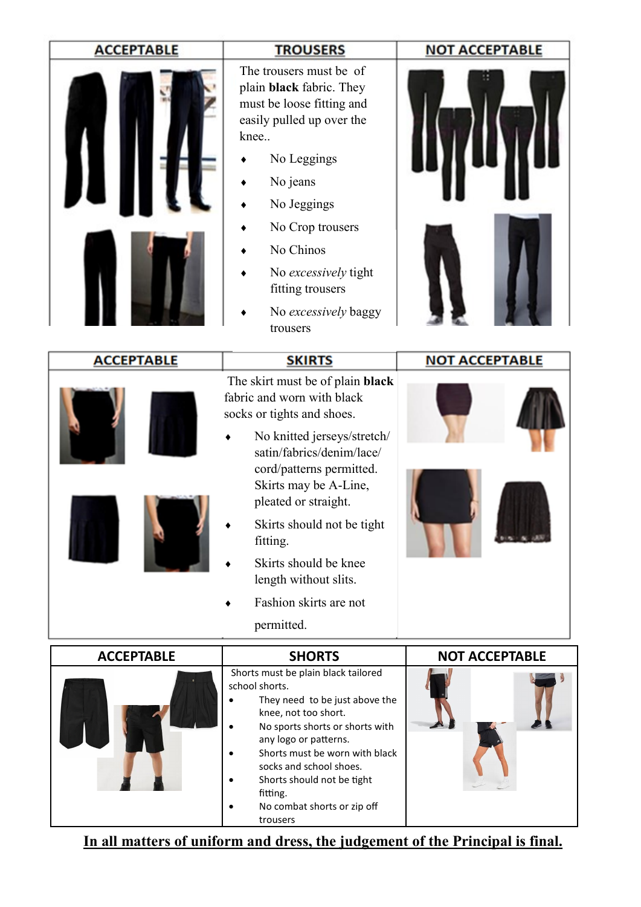| ACCEPTABLE | TROUSERS | NOT ACCEPTABLE |
|---|---|---|
| | The trousers must be of plain **black** fabric. They must be loose fitting and easily pulled up over the knee..<br>♦ No Leggings<br>♦ No jeans<br>♦ No Jeggings<br>♦ No Crop trousers<br>♦ No Chinos<br>♦ No *excessively* tight fitting trousers<br>♦ No *excessively* baggy trousers | |

| ACCEPTABLE | SKIRTS | NOT ACCEPTABLE |
|---|---|---|
| | The skirt must be of plain **black** fabric and worn with black socks or tights and shoes.<br>♦ No knitted jerseys/stretch/ satin/fabrics/denim/lace/ cord/patterns permitted. Skirts may be A-Line, pleated or straight.<br>♦ Skirts should not be tight fitting.<br>♦ Skirts should be knee length without slits.<br>♦ Fashion skirts are not permitted. | |

| ACCEPTABLE | SHORTS | NOT ACCEPTABLE |
|---|---|---|
| | Shorts must be plain black tailored school shorts.<br>• They need to be just above the knee, not too short.<br>• No sports shorts or shorts with any logo or patterns.<br>• Shorts must be worn with black socks and school shoes.<br>• Shorts should not be tight fitting.<br>• No combat shorts or zip off trousers | |

**In all matters of uniform and dress, the judgement of the Principal is final.**